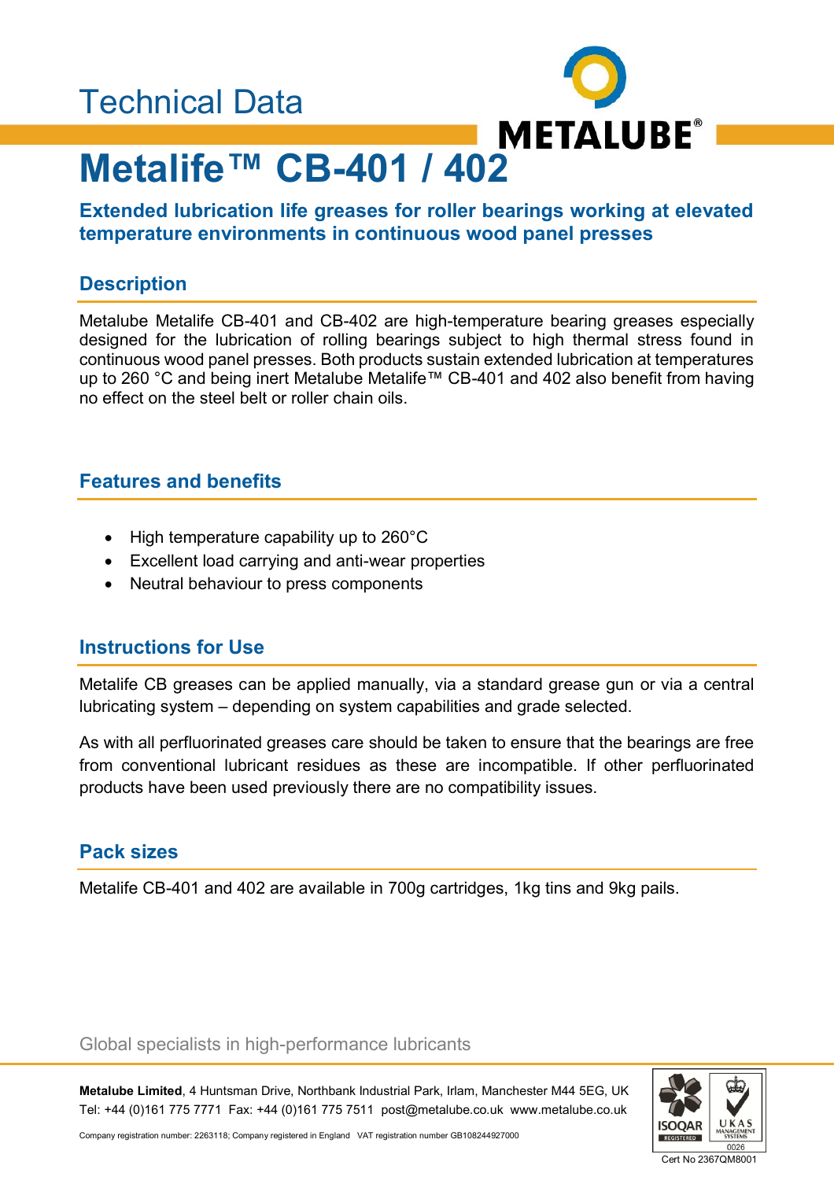Technical Data

# Metalife™ CB-401 / 402

**Extended lubrication life greases for roller bearings working at elevated temperature environments in continuous wood panel presses**

## Description

Metalube Metalife CB-401 and CB-402 are high-temperature bearing greases especially designed for the lubrication of rolling bearings subject to high thermal stress found in continuous wood panel presses. Both products sustain extended lubrication at temperatures up to 260 °C and being inert Metalube Metalife™ CB-401 and 402 also benefit from having no effect on the steel belt or roller chain oils.

## Features and benefits

- High temperature capability up to 260°C
- Excellent load carrying and anti-wear properties
- Neutral behaviour to press components

## Instructions for Use

Metalife CB greases can be applied manually, via a standard grease gun or via a central lubricating system – depending on system capabilities and grade selected.

As with all perfluorinated greases care should be taken to ensure that the bearings are free from conventional lubricant residues as these are incompatible. If other perfluorinated products have been used previously there are no compatibility issues.

## Pack sizes

Metalife CB-401 and 402 are available in 700g cartridges, 1kg tins and 9kg pails.

Global specialists in high-performance lubricants

**Metalube Limited**, 4 Huntsman Drive, Northbank Industrial Park, Irlam, Manchester M44 5EG, UK
Tel: +44 (0)161 775 7771 Fax: +44 (0)161 775 7511 post@metalube.co.uk www.metalube.co.uk

Company registration number: 2263118; Company registered in England VAT registration number GB108244927000

Cert No 2367QM8001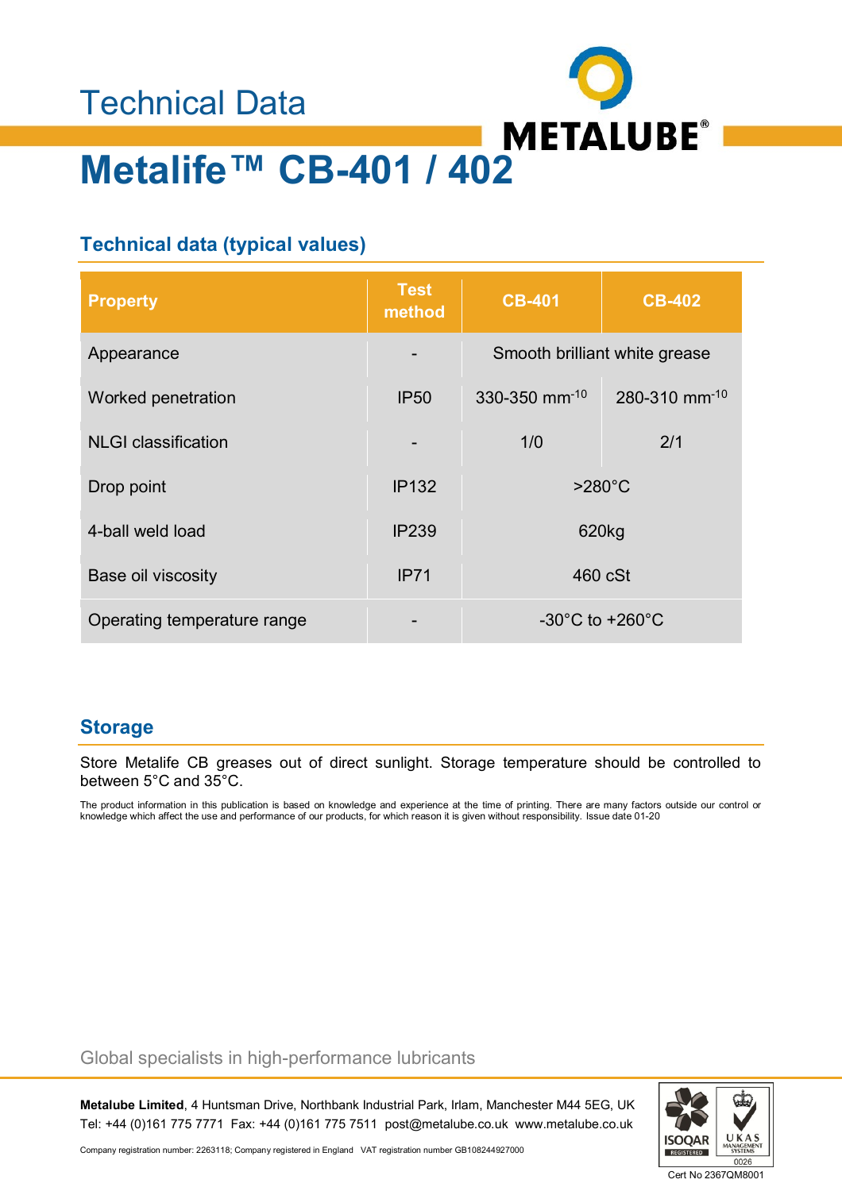Technical Data

# Metalife™ CB-401 / 402

## Technical data (typical values)

| Property | Test method | CB-401 | CB-402 |
|---|---|---|---|
| Appearance | - | Smooth brilliant white grease | |
| Worked penetration | IP50 | 330-350 $mm^{-10}$ | 280-310 $mm^{-10}$ |
| NLGI classification | - | 1/0 | 2/1 |
| Drop point | IP132 | >280°C | |
| 4-ball weld load | IP239 | 620kg | |
| Base oil viscosity | IP71 | 460 cSt | |
| Operating temperature range | - | -30°C to +260°C | |

## Storage

Store Metalife CB greases out of direct sunlight. Storage temperature should be controlled to between 5°C and 35°C.

The product information in this publication is based on knowledge and experience at the time of printing. There are many factors outside our control or knowledge which affect the use and performance of our products, for which reason it is given without responsibility. Issue date 01-20

Global specialists in high-performance lubricants

**Metalube Limited**, 4 Huntsman Drive, Northbank Industrial Park, Irlam, Manchester M44 5EG, UK
Tel: +44 (0)161 775 7771 Fax: +44 (0)161 775 7511 post@metalube.co.uk www.metalube.co.uk

Company registration number: 2263118; Company registered in England VAT registration number GB108244927000

Cert No 2367QM8001